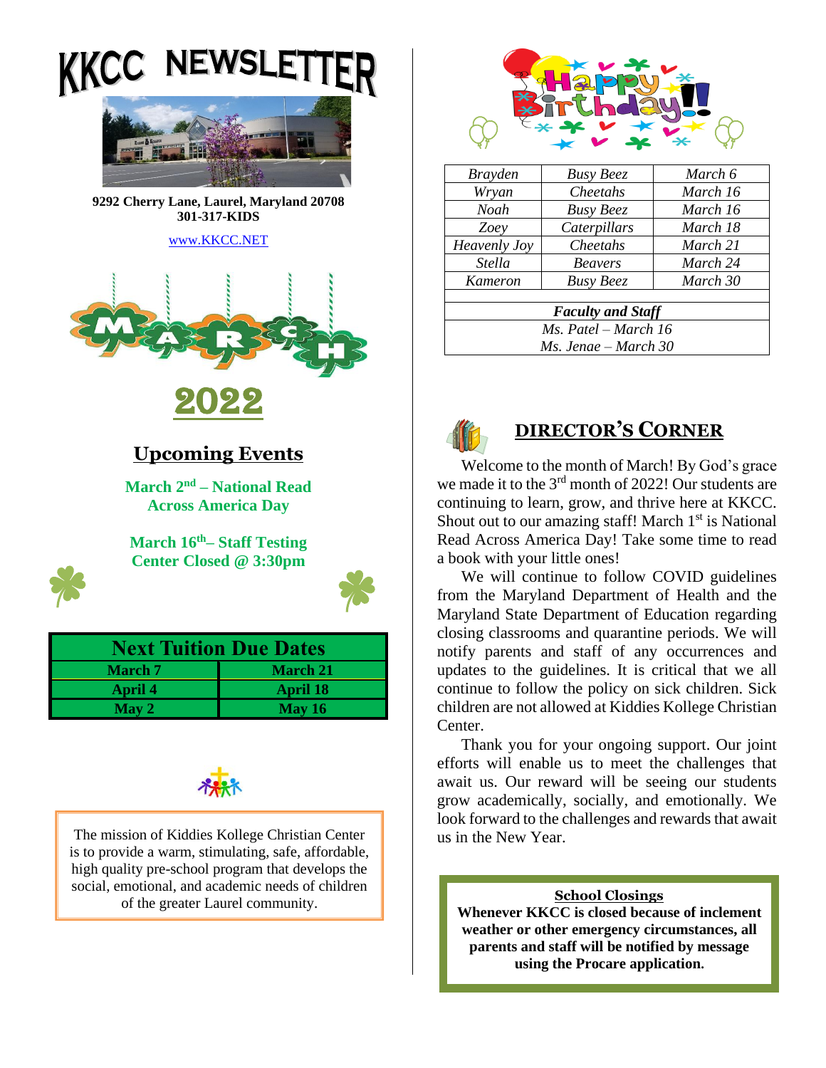# KKCC NEWSLETTER

**9292 Cherry Lane, Laurel, Maryland 20708**
**301-317-KIDS**

www.KKCC.NET

# MARCH 2022

## Upcoming Events

**March 2nd – National Read Across America Day**

**March 16th– Staff Testing Center Closed @ 3:30pm**

| Next Tuition Due Dates | |
|---|---|
| March 7 | March 21 |
| April 4 | April 18 |
| May 2 | May 16 |

The mission of Kiddies Kollege Christian Center is to provide a warm, stimulating, safe, affordable, high quality pre-school program that develops the social, emotional, and academic needs of children of the greater Laurel community.

## Happy Birthday!!

| | | |
|---|---|---|
| *Brayden* | *Busy Beez* | *March 6* |
| *Wryan* | *Cheetahs* | *March 16* |
| *Noah* | *Busy Beez* | *March 16* |
| *Zoey* | *Caterpillars* | *March 18* |
| *Heavenly Joy* | *Cheetahs* | *March 21* |
| *Stella* | *Beavers* | *March 24* |
| *Kameron* | *Busy Beez* | *March 30* |

***Faculty and Staff***

*Ms. Patel – March 16*
*Ms. Jenae – March 30*

## DIRECTOR'S CORNER

Welcome to the month of March! By God's grace we made it to the 3rd month of 2022! Our students are continuing to learn, grow, and thrive here at KKCC. Shout out to our amazing staff! March 1st is National Read Across America Day! Take some time to read a book with your little ones!

We will continue to follow COVID guidelines from the Maryland Department of Health and the Maryland State Department of Education regarding closing classrooms and quarantine periods. We will notify parents and staff of any occurrences and updates to the guidelines. It is critical that we all continue to follow the policy on sick children. Sick children are not allowed at Kiddies Kollege Christian Center.

Thank you for your ongoing support. Our joint efforts will enable us to meet the challenges that await us. Our reward will be seeing our students grow academically, socially, and emotionally. We look forward to the challenges and rewards that await us in the New Year.

**School Closings**

**Whenever KKCC is closed because of inclement weather or other emergency circumstances, all parents and staff will be notified by message using the Procare application.**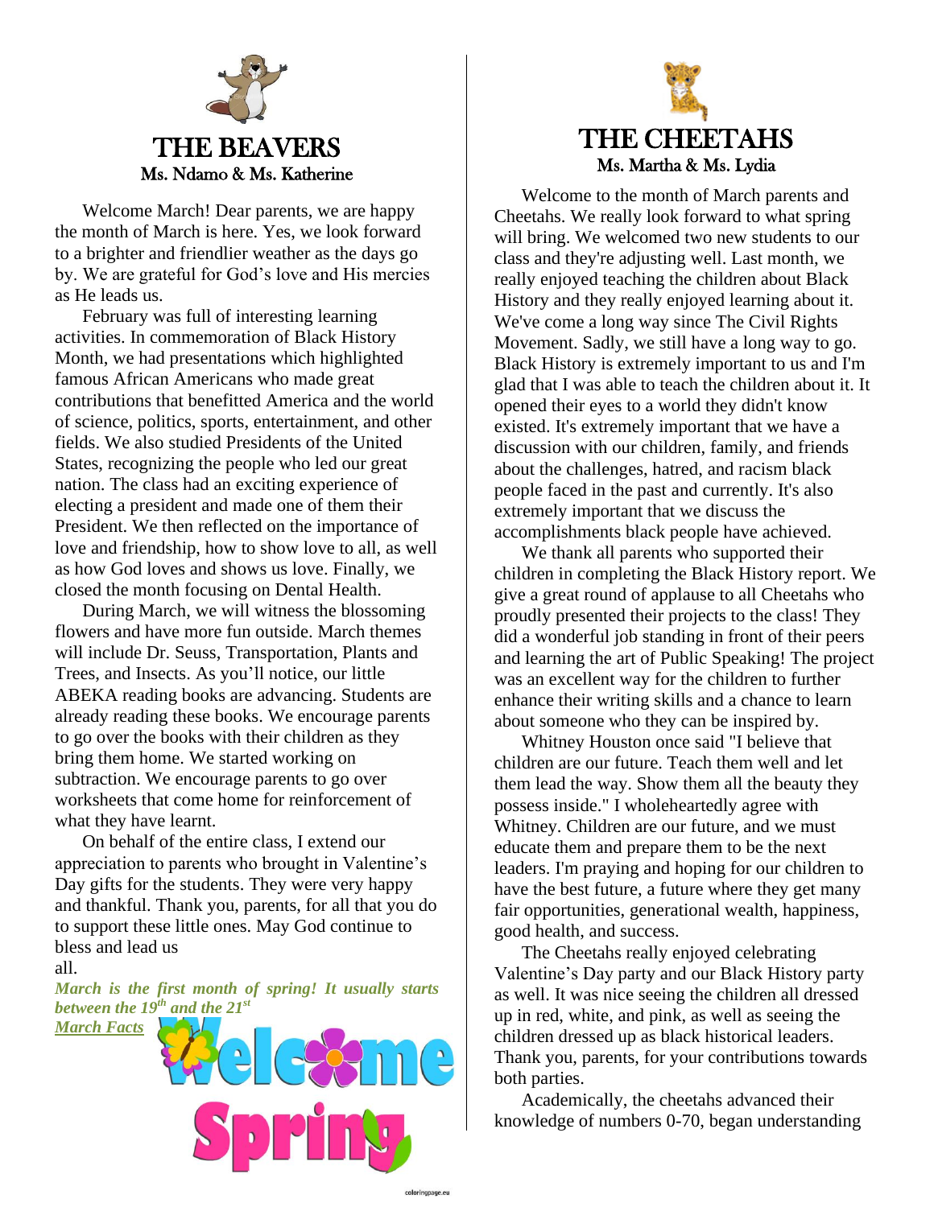# THE BEAVERS

**Ms. Ndamo & Ms. Katherine**

Welcome March! Dear parents, we are happy the month of March is here. Yes, we look forward to a brighter and friendlier weather as the days go by. We are grateful for God's love and His mercies as He leads us.

February was full of interesting learning activities. In commemoration of Black History Month, we had presentations which highlighted famous African Americans who made great contributions that benefitted America and the world of science, politics, sports, entertainment, and other fields. We also studied Presidents of the United States, recognizing the people who led our great nation. The class had an exciting experience of electing a president and made one of them their President. We then reflected on the importance of love and friendship, how to show love to all, as well as how God loves and shows us love. Finally, we closed the month focusing on Dental Health.

During March, we will witness the blossoming flowers and have more fun outside. March themes will include Dr. Seuss, Transportation, Plants and Trees, and Insects. As you'll notice, our little ABEKA reading books are advancing. Students are already reading these books. We encourage parents to go over the books with their children as they bring them home. We started working on subtraction. We encourage parents to go over worksheets that come home for reinforcement of what they have learnt.

On behalf of the entire class, I extend our appreciation to parents who brought in Valentine's Day gifts for the students. They were very happy and thankful. Thank you, parents, for all that you do to support these little ones. May God continue to bless and lead us all.

***March is the first month of spring! It usually starts between the 19th and the 21st***

***March Facts***

Welcome Spring

# THE CHEETAHS

**Ms. Martha & Ms. Lydia**

Welcome to the month of March parents and Cheetahs. We really look forward to what spring will bring. We welcomed two new students to our class and they're adjusting well. Last month, we really enjoyed teaching the children about Black History and they really enjoyed learning about it. We've come a long way since The Civil Rights Movement. Sadly, we still have a long way to go. Black History is extremely important to us and I'm glad that I was able to teach the children about it. It opened their eyes to a world they didn't know existed. It's extremely important that we have a discussion with our children, family, and friends about the challenges, hatred, and racism black people faced in the past and currently. It's also extremely important that we discuss the accomplishments black people have achieved.

We thank all parents who supported their children in completing the Black History report. We give a great round of applause to all Cheetahs who proudly presented their projects to the class! They did a wonderful job standing in front of their peers and learning the art of Public Speaking! The project was an excellent way for the children to further enhance their writing skills and a chance to learn about someone who they can be inspired by.

Whitney Houston once said "I believe that children are our future. Teach them well and let them lead the way. Show them all the beauty they possess inside." I wholeheartedly agree with Whitney. Children are our future, and we must educate them and prepare them to be the next leaders. I'm praying and hoping for our children to have the best future, a future where they get many fair opportunities, generational wealth, happiness, good health, and success.

The Cheetahs really enjoyed celebrating Valentine's Day party and our Black History party as well. It was nice seeing the children all dressed up in red, white, and pink, as well as seeing the children dressed up as black historical leaders. Thank you, parents, for your contributions towards both parties.

Academically, the cheetahs advanced their knowledge of numbers 0-70, began understanding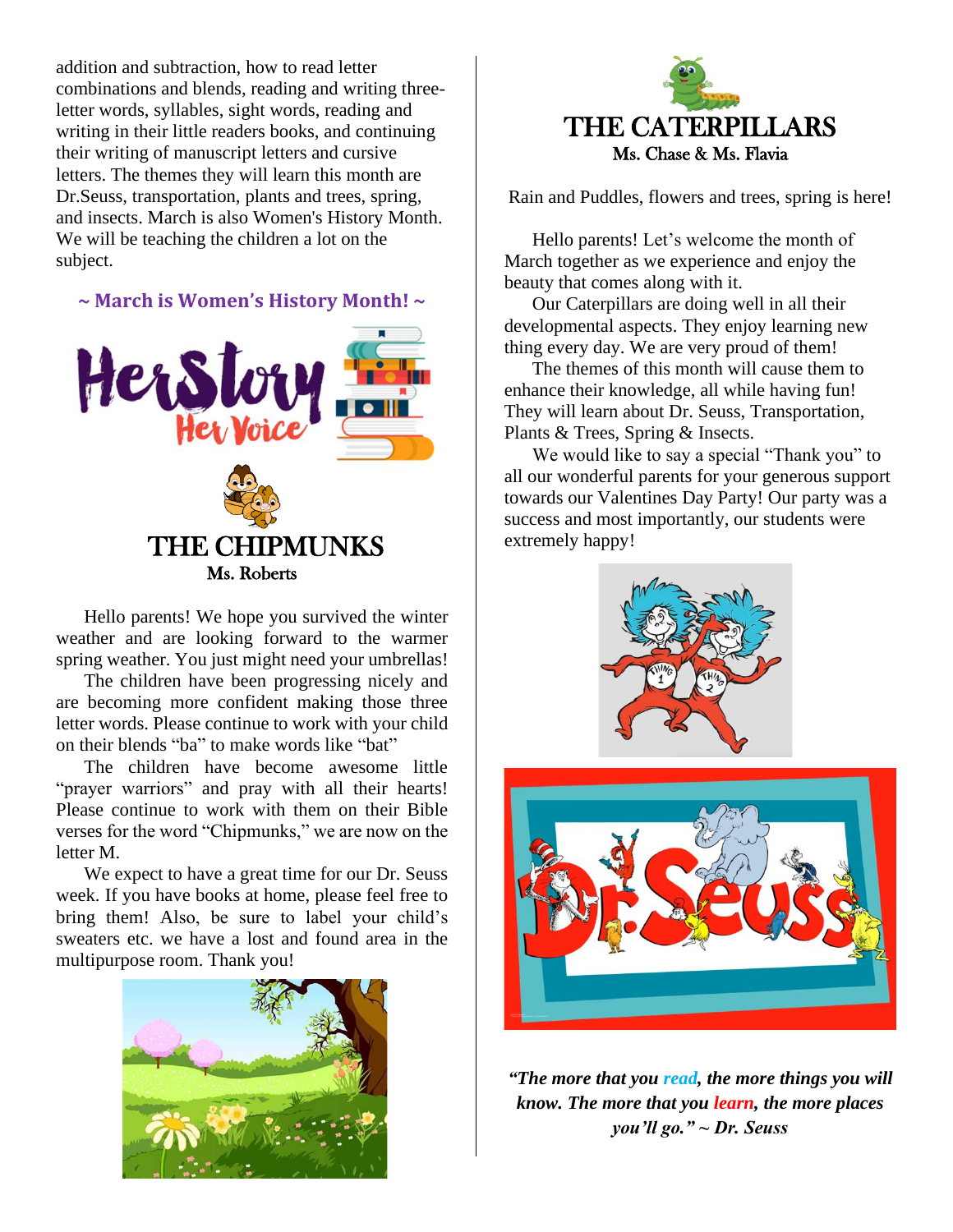addition and subtraction, how to read letter combinations and blends, reading and writing three-letter words, syllables, sight words, reading and writing in their little readers books, and continuing their writing of manuscript letters and cursive letters. The themes they will learn this month are Dr.Seuss, transportation, plants and trees, spring, and insects. March is also Women's History Month. We will be teaching the children a lot on the subject.

**~ March is Women's History Month! ~**

## THE CHIPMUNKS

Ms. Roberts

Hello parents! We hope you survived the winter weather and are looking forward to the warmer spring weather. You just might need your umbrellas!

The children have been progressing nicely and are becoming more confident making those three letter words. Please continue to work with your child on their blends "ba" to make words like "bat"

The children have become awesome little "prayer warriors" and pray with all their hearts! Please continue to work with them on their Bible verses for the word "Chipmunks," we are now on the letter M.

We expect to have a great time for our Dr. Seuss week. If you have books at home, please feel free to bring them! Also, be sure to label your child's sweaters etc. we have a lost and found area in the multipurpose room. Thank you!

## THE CATERPILLARS

Ms. Chase & Ms. Flavia

Rain and Puddles, flowers and trees, spring is here!

Hello parents! Let's welcome the month of March together as we experience and enjoy the beauty that comes along with it.

Our Caterpillars are doing well in all their developmental aspects. They enjoy learning new thing every day. We are very proud of them!

The themes of this month will cause them to enhance their knowledge, all while having fun! They will learn about Dr. Seuss, Transportation, Plants & Trees, Spring & Insects.

We would like to say a special "Thank you" to all our wonderful parents for your generous support towards our Valentines Day Party! Our party was a success and most importantly, our students were extremely happy!

***"The more that you read, the more things you will know. The more that you learn, the more places you'll go." ~ Dr. Seuss***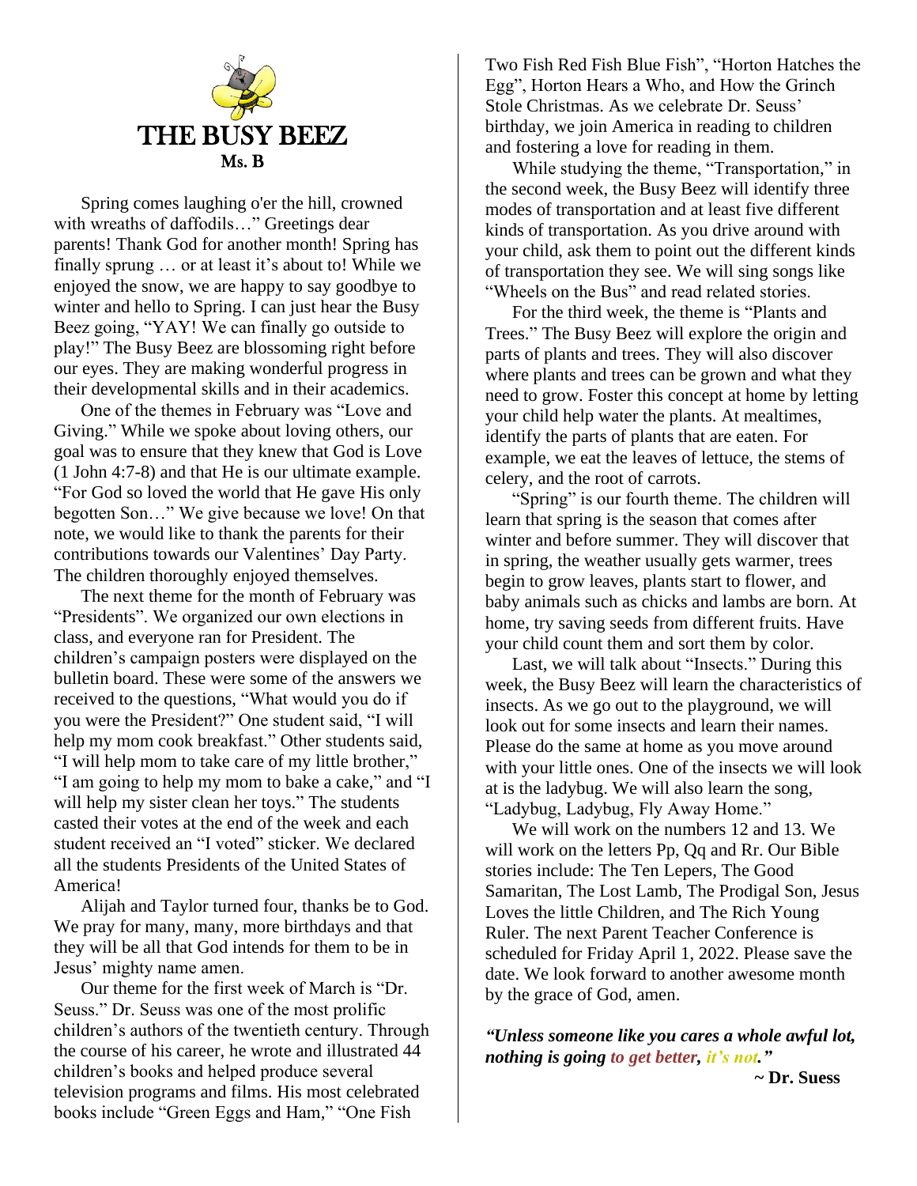# THE BUSY BEEZ

**Ms. B**

Spring comes laughing o'er the hill, crowned with wreaths of daffodils…" Greetings dear parents! Thank God for another month! Spring has finally sprung … or at least it's about to! While we enjoyed the snow, we are happy to say goodbye to winter and hello to Spring. I can just hear the Busy Beez going, "YAY! We can finally go outside to play!" The Busy Beez are blossoming right before our eyes. They are making wonderful progress in their developmental skills and in their academics.

One of the themes in February was "Love and Giving." While we spoke about loving others, our goal was to ensure that they knew that God is Love (1 John 4:7-8) and that He is our ultimate example. "For God so loved the world that He gave His only begotten Son…" We give because we love! On that note, we would like to thank the parents for their contributions towards our Valentines' Day Party. The children thoroughly enjoyed themselves.

The next theme for the month of February was "Presidents". We organized our own elections in class, and everyone ran for President. The children's campaign posters were displayed on the bulletin board. These were some of the answers we received to the questions, "What would you do if you were the President?" One student said, "I will help my mom cook breakfast." Other students said, "I will help mom to take care of my little brother," "I am going to help my mom to bake a cake," and "I will help my sister clean her toys." The students casted their votes at the end of the week and each student received an "I voted" sticker. We declared all the students Presidents of the United States of America!

Alijah and Taylor turned four, thanks be to God. We pray for many, many, more birthdays and that they will be all that God intends for them to be in Jesus' mighty name amen.

Our theme for the first week of March is "Dr. Seuss." Dr. Seuss was one of the most prolific children's authors of the twentieth century. Through the course of his career, he wrote and illustrated 44 children's books and helped produce several television programs and films. His most celebrated books include "Green Eggs and Ham," "One Fish Two Fish Red Fish Blue Fish", "Horton Hatches the Egg", Horton Hears a Who, and How the Grinch Stole Christmas. As we celebrate Dr. Seuss' birthday, we join America in reading to children and fostering a love for reading in them.

While studying the theme, "Transportation," in the second week, the Busy Beez will identify three modes of transportation and at least five different kinds of transportation. As you drive around with your child, ask them to point out the different kinds of transportation they see. We will sing songs like "Wheels on the Bus" and read related stories.

For the third week, the theme is "Plants and Trees." The Busy Beez will explore the origin and parts of plants and trees. They will also discover where plants and trees can be grown and what they need to grow. Foster this concept at home by letting your child help water the plants. At mealtimes, identify the parts of plants that are eaten. For example, we eat the leaves of lettuce, the stems of celery, and the root of carrots.

"Spring" is our fourth theme. The children will learn that spring is the season that comes after winter and before summer. They will discover that in spring, the weather usually gets warmer, trees begin to grow leaves, plants start to flower, and baby animals such as chicks and lambs are born. At home, try saving seeds from different fruits. Have your child count them and sort them by color.

Last, we will talk about "Insects." During this week, the Busy Beez will learn the characteristics of insects. As we go out to the playground, we will look out for some insects and learn their names. Please do the same at home as you move around with your little ones. One of the insects we will look at is the ladybug. We will also learn the song, "Ladybug, Ladybug, Fly Away Home."

We will work on the numbers 12 and 13. We will work on the letters Pp, Qq and Rr. Our Bible stories include: The Ten Lepers, The Good Samaritan, The Lost Lamb, The Prodigal Son, Jesus Loves the little Children, and The Rich Young Ruler. The next Parent Teacher Conference is scheduled for Friday April 1, 2022. Please save the date. We look forward to another awesome month by the grace of God, amen.

***"Unless someone like you cares a whole awful lot, nothing is going to get better, it's not."***

**~ Dr. Suess**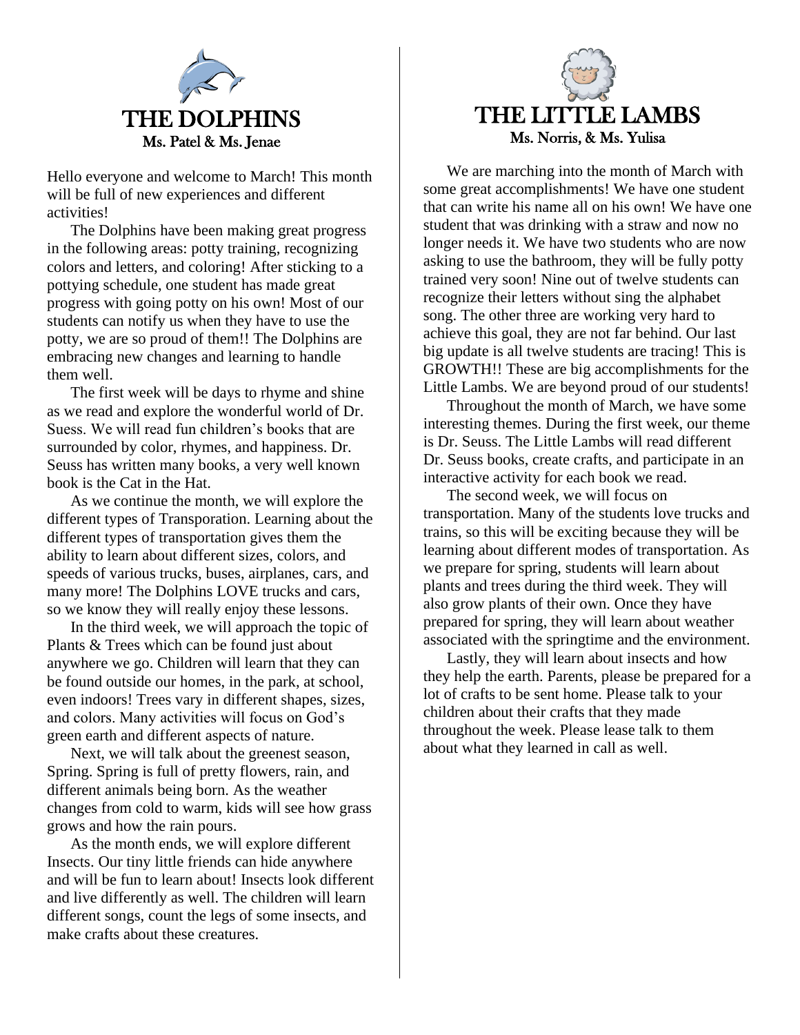## THE DOLPHINS

Ms. Patel & Ms. Jenae

Hello everyone and welcome to March! This month will be full of new experiences and different activities!

The Dolphins have been making great progress in the following areas: potty training, recognizing colors and letters, and coloring! After sticking to a pottying schedule, one student has made great progress with going potty on his own! Most of our students can notify us when they have to use the potty, we are so proud of them!! The Dolphins are embracing new changes and learning to handle them well.

The first week will be days to rhyme and shine as we read and explore the wonderful world of Dr. Suess. We will read fun children's books that are surrounded by color, rhymes, and happiness. Dr. Seuss has written many books, a very well known book is the Cat in the Hat.

As we continue the month, we will explore the different types of Transporation. Learning about the different types of transportation gives them the ability to learn about different sizes, colors, and speeds of various trucks, buses, airplanes, cars, and many more! The Dolphins LOVE trucks and cars, so we know they will really enjoy these lessons.

In the third week, we will approach the topic of Plants & Trees which can be found just about anywhere we go. Children will learn that they can be found outside our homes, in the park, at school, even indoors! Trees vary in different shapes, sizes, and colors. Many activities will focus on God's green earth and different aspects of nature.

Next, we will talk about the greenest season, Spring. Spring is full of pretty flowers, rain, and different animals being born. As the weather changes from cold to warm, kids will see how grass grows and how the rain pours.

As the month ends, we will explore different Insects. Our tiny little friends can hide anywhere and will be fun to learn about! Insects look different and live differently as well. The children will learn different songs, count the legs of some insects, and make crafts about these creatures.

## THE LITTLE LAMBS

Ms. Norris, & Ms. Yulisa

We are marching into the month of March with some great accomplishments! We have one student that can write his name all on his own! We have one student that was drinking with a straw and now no longer needs it. We have two students who are now asking to use the bathroom, they will be fully potty trained very soon! Nine out of twelve students can recognize their letters without sing the alphabet song. The other three are working very hard to achieve this goal, they are not far behind. Our last big update is all twelve students are tracing! This is GROWTH!! These are big accomplishments for the Little Lambs. We are beyond proud of our students!

Throughout the month of March, we have some interesting themes. During the first week, our theme is Dr. Seuss. The Little Lambs will read different Dr. Seuss books, create crafts, and participate in an interactive activity for each book we read.

The second week, we will focus on transportation. Many of the students love trucks and trains, so this will be exciting because they will be learning about different modes of transportation. As we prepare for spring, students will learn about plants and trees during the third week. They will also grow plants of their own. Once they have prepared for spring, they will learn about weather associated with the springtime and the environment.

Lastly, they will learn about insects and how they help the earth. Parents, please be prepared for a lot of crafts to be sent home. Please talk to your children about their crafts that they made throughout the week. Please lease talk to them about what they learned in call as well.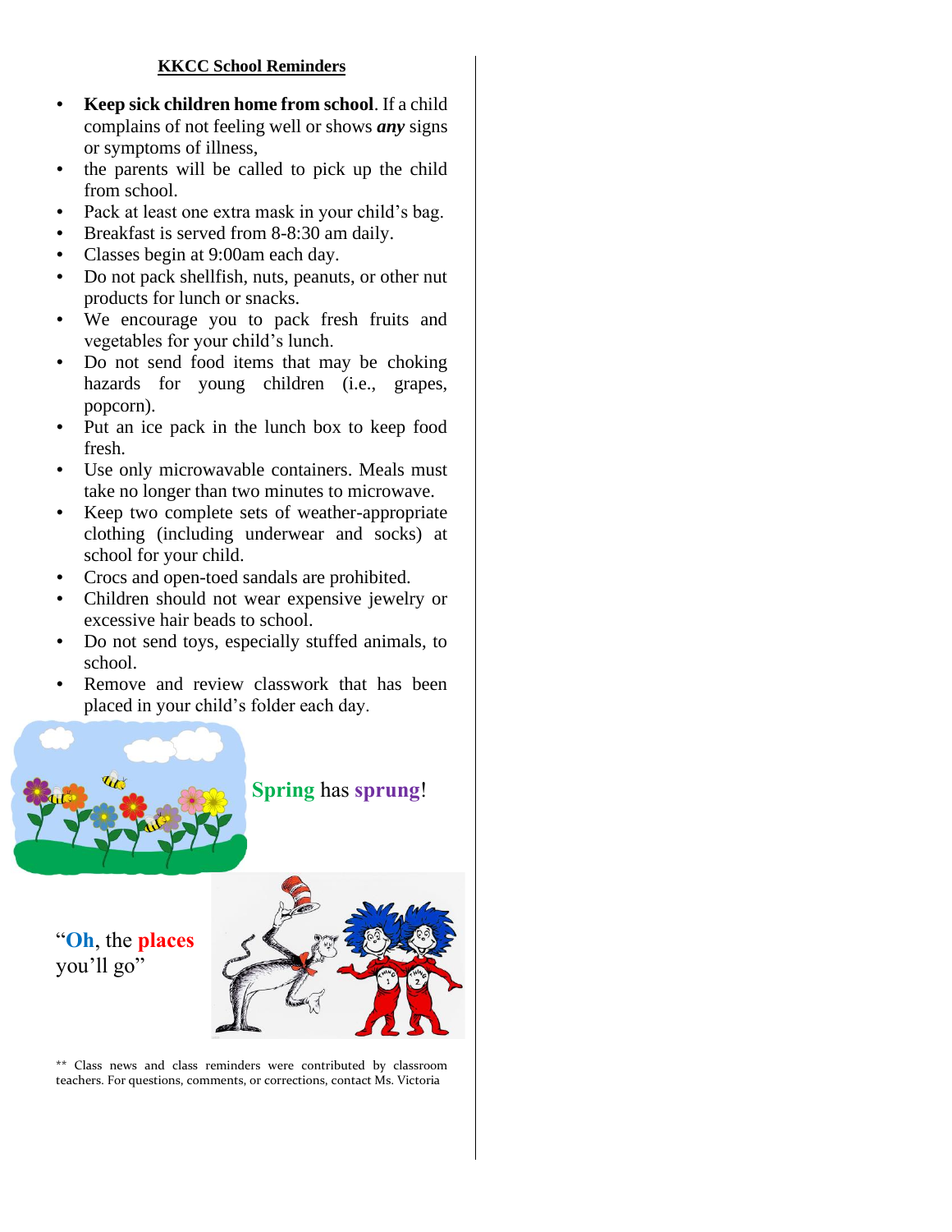**KKCC School Reminders**

- **Keep sick children home from school**. If a child complains of not feeling well or shows ***any*** signs or symptoms of illness,
- the parents will be called to pick up the child from school.
- Pack at least one extra mask in your child's bag.
- Breakfast is served from 8-8:30 am daily.
- Classes begin at 9:00am each day.
- Do not pack shellfish, nuts, peanuts, or other nut products for lunch or snacks.
- We encourage you to pack fresh fruits and vegetables for your child's lunch.
- Do not send food items that may be choking hazards for young children (i.e., grapes, popcorn).
- Put an ice pack in the lunch box to keep food fresh.
- Use only microwavable containers. Meals must take no longer than two minutes to microwave.
- Keep two complete sets of weather-appropriate clothing (including underwear and socks) at school for your child.
- Crocs and open-toed sandals are prohibited.
- Children should not wear expensive jewelry or excessive hair beads to school.
- Do not send toys, especially stuffed animals, to school.
- Remove and review classwork that has been placed in your child's folder each day.

**Spring** has **sprung**!

"**Oh**, the **places** you'll go"

** Class news and class reminders were contributed by classroom teachers. For questions, comments, or corrections, contact Ms. Victoria